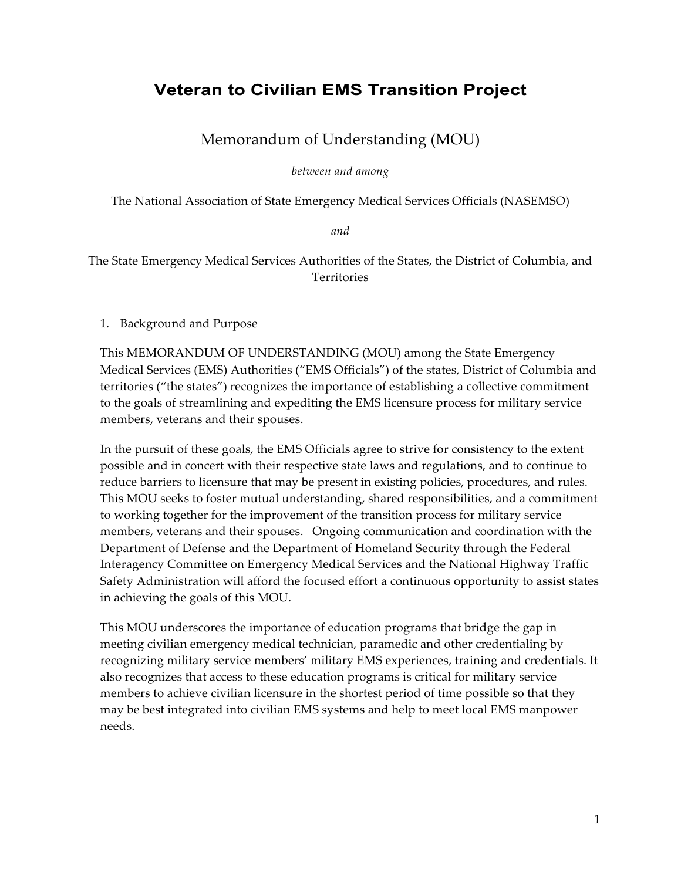# Veteran to Civilian EMS Transition Project

## Memorandum of Understanding (MOU)

*between and among*

The National Association of State Emergency Medical Services Officials (NASEMSO)

*and*

The State Emergency Medical Services Authorities of the States, the District of Columbia, and Territories

1. Background and Purpose

This MEMORANDUM OF UNDERSTANDING (MOU) among the State Emergency Medical Services (EMS) Authorities ("EMS Officials") of the states, District of Columbia and territories ("the states") recognizes the importance of establishing a collective commitment to the goals of streamlining and expediting the EMS licensure process for military service members, veterans and their spouses.

In the pursuit of these goals, the EMS Officials agree to strive for consistency to the extent possible and in concert with their respective state laws and regulations, and to continue to reduce barriers to licensure that may be present in existing policies, procedures, and rules. This MOU seeks to foster mutual understanding, shared responsibilities, and a commitment to working together for the improvement of the transition process for military service members, veterans and their spouses. Ongoing communication and coordination with the Department of Defense and the Department of Homeland Security through the Federal Interagency Committee on Emergency Medical Services and the National Highway Traffic Safety Administration will afford the focused effort a continuous opportunity to assist states in achieving the goals of this MOU.

This MOU underscores the importance of education programs that bridge the gap in meeting civilian emergency medical technician, paramedic and other credentialing by recognizing military service members' military EMS experiences, training and credentials. It also recognizes that access to these education programs is critical for military service members to achieve civilian licensure in the shortest period of time possible so that they may be best integrated into civilian EMS systems and help to meet local EMS manpower needs.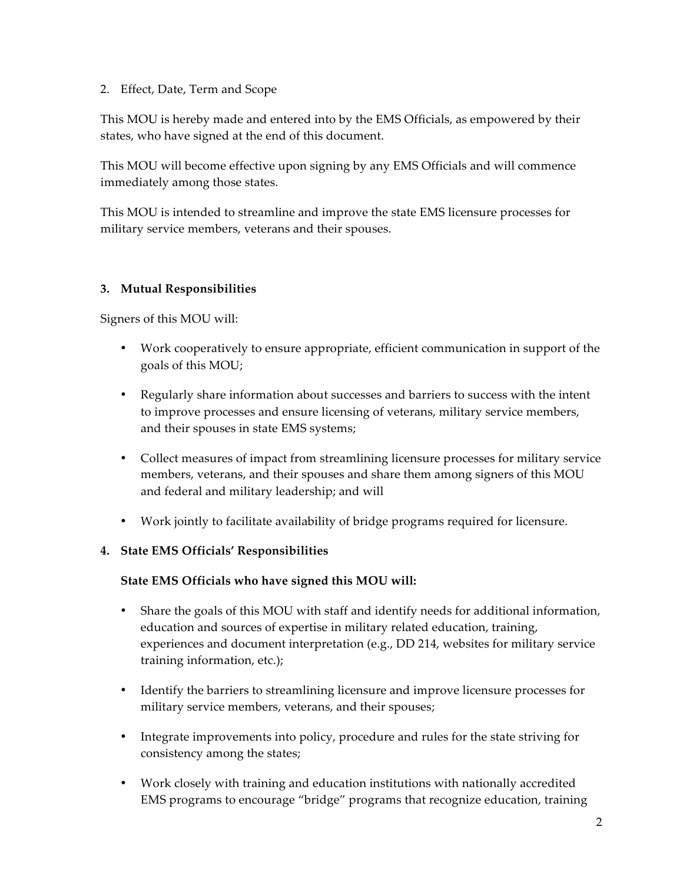2. Effect, Date, Term and Scope

This MOU is hereby made and entered into by the EMS Officials, as empowered by their states, who have signed at the end of this document.

This MOU will become effective upon signing by any EMS Officials and will commence immediately among those states.

This MOU is intended to streamline and improve the state EMS licensure processes for military service members, veterans and their spouses.

**3. Mutual Responsibilities**

Signers of this MOU will:

- Work cooperatively to ensure appropriate, efficient communication in support of the goals of this MOU;
- Regularly share information about successes and barriers to success with the intent to improve processes and ensure licensing of veterans, military service members, and their spouses in state EMS systems;
- Collect measures of impact from streamlining licensure processes for military service members, veterans, and their spouses and share them among signers of this MOU and federal and military leadership; and will
- Work jointly to facilitate availability of bridge programs required for licensure.

**4. State EMS Officials' Responsibilities**

**State EMS Officials who have signed this MOU will:**

- Share the goals of this MOU with staff and identify needs for additional information, education and sources of expertise in military related education, training, experiences and document interpretation (e.g., DD 214, websites for military service training information, etc.);
- Identify the barriers to streamlining licensure and improve licensure processes for military service members, veterans, and their spouses;
- Integrate improvements into policy, procedure and rules for the state striving for consistency among the states;
- Work closely with training and education institutions with nationally accredited EMS programs to encourage "bridge" programs that recognize education, training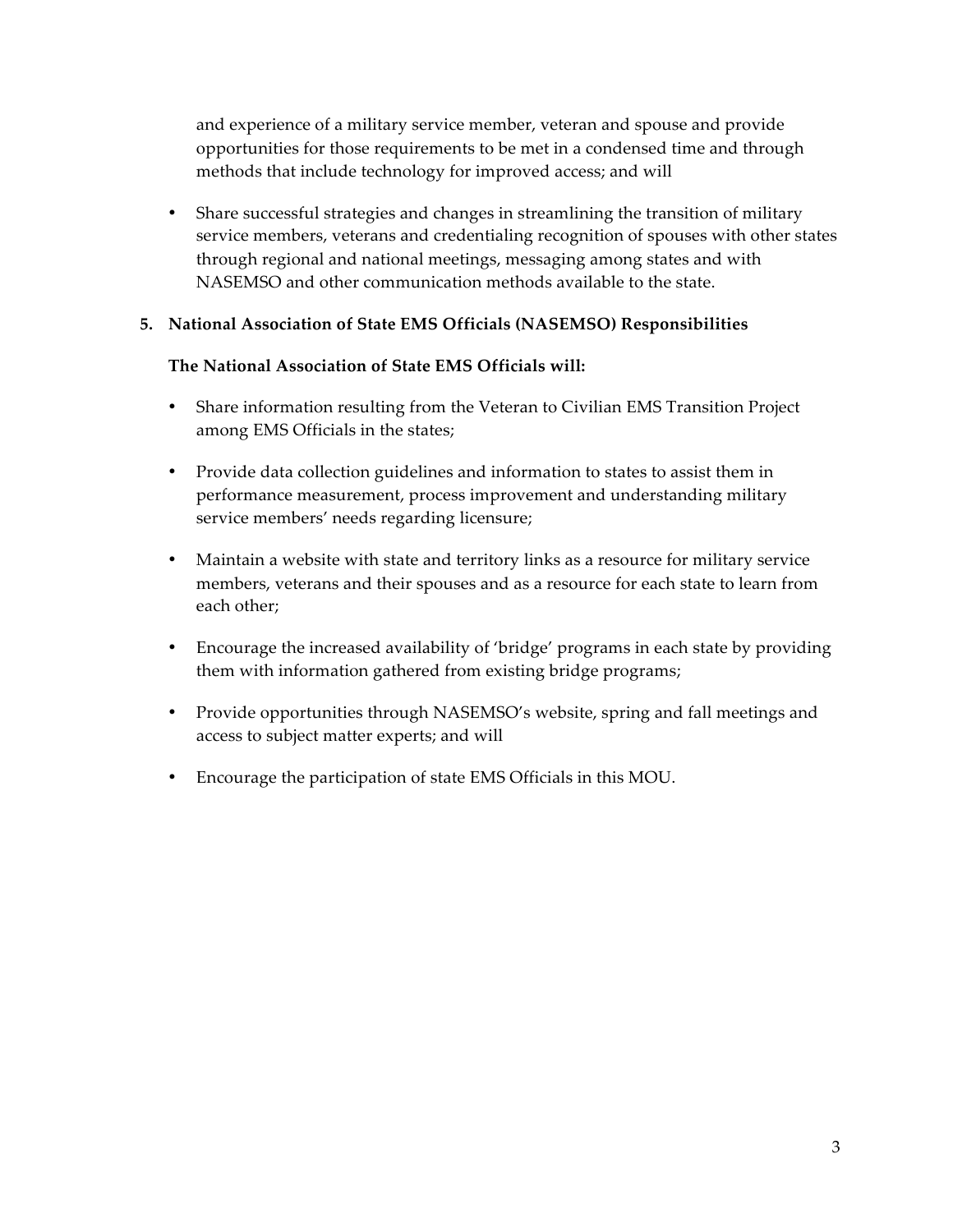and experience of a military service member, veteran and spouse and provide opportunities for those requirements to be met in a condensed time and through methods that include technology for improved access; and will

- Share successful strategies and changes in streamlining the transition of military service members, veterans and credentialing recognition of spouses with other states through regional and national meetings, messaging among states and with NASEMSO and other communication methods available to the state.

**5. National Association of State EMS Officials (NASEMSO) Responsibilities**

**The National Association of State EMS Officials will:**

- Share information resulting from the Veteran to Civilian EMS Transition Project among EMS Officials in the states;
- Provide data collection guidelines and information to states to assist them in performance measurement, process improvement and understanding military service members' needs regarding licensure;
- Maintain a website with state and territory links as a resource for military service members, veterans and their spouses and as a resource for each state to learn from each other;
- Encourage the increased availability of 'bridge' programs in each state by providing them with information gathered from existing bridge programs;
- Provide opportunities through NASEMSO's website, spring and fall meetings and access to subject matter experts; and will
- Encourage the participation of state EMS Officials in this MOU.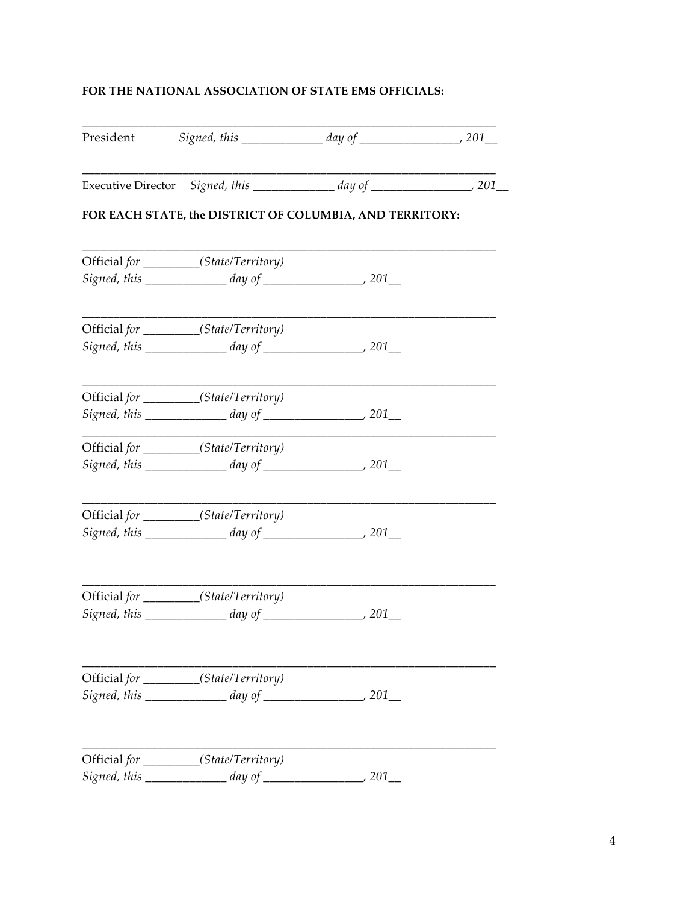**FOR THE NATIONAL ASSOCIATION OF STATE EMS OFFICIALS:**

_______________________________________________________________________

President *Signed, this _____________ day of ________________, 201__*

_______________________________________________________________________

Executive Director *Signed, this _____________ day of ________________, 201__*

**FOR EACH STATE, the DISTRICT OF COLUMBIA, AND TERRITORY:**

_______________________________________________________________________

Official *for _________(State/Territory)*
*Signed, this _____________ day of ________________, 201__*

_______________________________________________________________________

Official *for _________(State/Territory)*
*Signed, this _____________ day of ________________, 201__*

_______________________________________________________________________

Official *for _________(State/Territory)*
*Signed, this _____________ day of ________________, 201__*

_______________________________________________________________________

Official *for _________(State/Territory)*
*Signed, this _____________ day of ________________, 201__*

_______________________________________________________________________

Official *for _________(State/Territory)*
*Signed, this _____________ day of ________________, 201__*

_______________________________________________________________________

Official *for _________(State/Territory)*
*Signed, this _____________ day of ________________, 201__*

_______________________________________________________________________

Official *for _________(State/Territory)*
*Signed, this _____________ day of ________________, 201__*

_______________________________________________________________________

Official *for _________(State/Territory)*
*Signed, this _____________ day of ________________, 201__*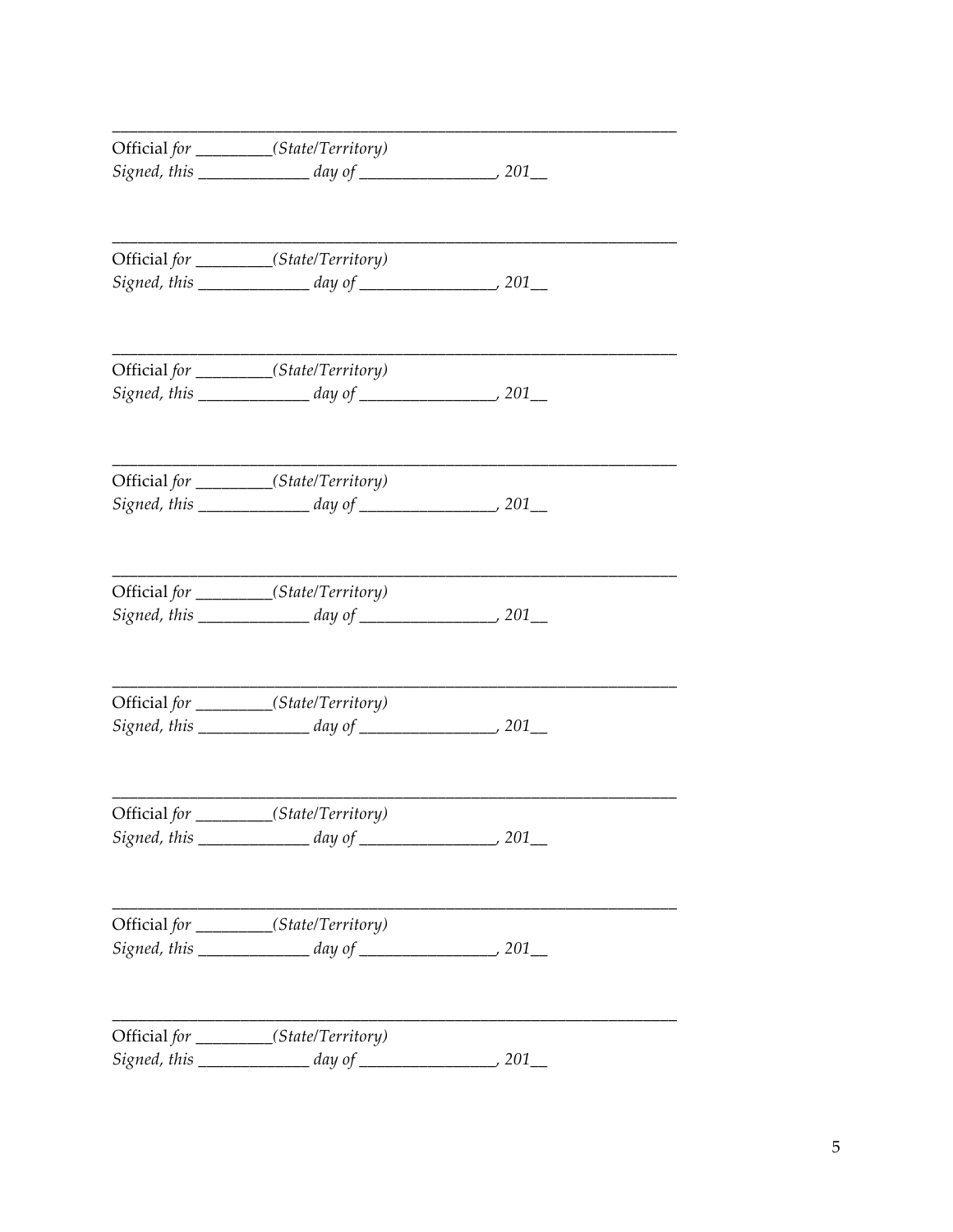\_\_\_\_\_\_\_\_\_\_\_\_\_\_\_\_\_\_\_\_\_\_\_\_\_\_\_\_\_\_\_\_\_\_\_\_\_\_\_\_\_\_\_\_\_\_\_\_\_\_\_\_\_\_\_\_\_\_\_\_\_\_\_\_

Official *for* \_\_\_\_\_\_\_\_\_*(State/Territory)*
*Signed, this* \_\_\_\_\_\_\_\_\_\_\_\_\_ *day of* \_\_\_\_\_\_\_\_\_\_\_\_\_\_\_\_*, 201*\_\_

\_\_\_\_\_\_\_\_\_\_\_\_\_\_\_\_\_\_\_\_\_\_\_\_\_\_\_\_\_\_\_\_\_\_\_\_\_\_\_\_\_\_\_\_\_\_\_\_\_\_\_\_\_\_\_\_\_\_\_\_\_\_\_\_

Official *for* \_\_\_\_\_\_\_\_\_*(State/Territory)*
*Signed, this* \_\_\_\_\_\_\_\_\_\_\_\_\_ *day of* \_\_\_\_\_\_\_\_\_\_\_\_\_\_\_\_*, 201*\_\_

\_\_\_\_\_\_\_\_\_\_\_\_\_\_\_\_\_\_\_\_\_\_\_\_\_\_\_\_\_\_\_\_\_\_\_\_\_\_\_\_\_\_\_\_\_\_\_\_\_\_\_\_\_\_\_\_\_\_\_\_\_\_\_\_

Official *for* \_\_\_\_\_\_\_\_\_*(State/Territory)*
*Signed, this* \_\_\_\_\_\_\_\_\_\_\_\_\_ *day of* \_\_\_\_\_\_\_\_\_\_\_\_\_\_\_\_*, 201*\_\_

\_\_\_\_\_\_\_\_\_\_\_\_\_\_\_\_\_\_\_\_\_\_\_\_\_\_\_\_\_\_\_\_\_\_\_\_\_\_\_\_\_\_\_\_\_\_\_\_\_\_\_\_\_\_\_\_\_\_\_\_\_\_\_\_

Official *for* \_\_\_\_\_\_\_\_\_*(State/Territory)*
*Signed, this* \_\_\_\_\_\_\_\_\_\_\_\_\_ *day of* \_\_\_\_\_\_\_\_\_\_\_\_\_\_\_\_*, 201*\_\_

\_\_\_\_\_\_\_\_\_\_\_\_\_\_\_\_\_\_\_\_\_\_\_\_\_\_\_\_\_\_\_\_\_\_\_\_\_\_\_\_\_\_\_\_\_\_\_\_\_\_\_\_\_\_\_\_\_\_\_\_\_\_\_\_

Official *for* \_\_\_\_\_\_\_\_\_*(State/Territory)*
*Signed, this* \_\_\_\_\_\_\_\_\_\_\_\_\_ *day of* \_\_\_\_\_\_\_\_\_\_\_\_\_\_\_\_*, 201*\_\_

\_\_\_\_\_\_\_\_\_\_\_\_\_\_\_\_\_\_\_\_\_\_\_\_\_\_\_\_\_\_\_\_\_\_\_\_\_\_\_\_\_\_\_\_\_\_\_\_\_\_\_\_\_\_\_\_\_\_\_\_\_\_\_\_

Official *for* \_\_\_\_\_\_\_\_\_*(State/Territory)*
*Signed, this* \_\_\_\_\_\_\_\_\_\_\_\_\_ *day of* \_\_\_\_\_\_\_\_\_\_\_\_\_\_\_\_*, 201*\_\_

\_\_\_\_\_\_\_\_\_\_\_\_\_\_\_\_\_\_\_\_\_\_\_\_\_\_\_\_\_\_\_\_\_\_\_\_\_\_\_\_\_\_\_\_\_\_\_\_\_\_\_\_\_\_\_\_\_\_\_\_\_\_\_\_

Official *for* \_\_\_\_\_\_\_\_\_*(State/Territory)*
*Signed, this* \_\_\_\_\_\_\_\_\_\_\_\_\_ *day of* \_\_\_\_\_\_\_\_\_\_\_\_\_\_\_\_*, 201*\_\_

\_\_\_\_\_\_\_\_\_\_\_\_\_\_\_\_\_\_\_\_\_\_\_\_\_\_\_\_\_\_\_\_\_\_\_\_\_\_\_\_\_\_\_\_\_\_\_\_\_\_\_\_\_\_\_\_\_\_\_\_\_\_\_\_

Official *for* \_\_\_\_\_\_\_\_\_*(State/Territory)*
*Signed, this* \_\_\_\_\_\_\_\_\_\_\_\_\_ *day of* \_\_\_\_\_\_\_\_\_\_\_\_\_\_\_\_*, 201*\_\_

\_\_\_\_\_\_\_\_\_\_\_\_\_\_\_\_\_\_\_\_\_\_\_\_\_\_\_\_\_\_\_\_\_\_\_\_\_\_\_\_\_\_\_\_\_\_\_\_\_\_\_\_\_\_\_\_\_\_\_\_\_\_\_\_

Official *for* \_\_\_\_\_\_\_\_\_*(State/Territory)*
*Signed, this* \_\_\_\_\_\_\_\_\_\_\_\_\_ *day of* \_\_\_\_\_\_\_\_\_\_\_\_\_\_\_\_*, 201*\_\_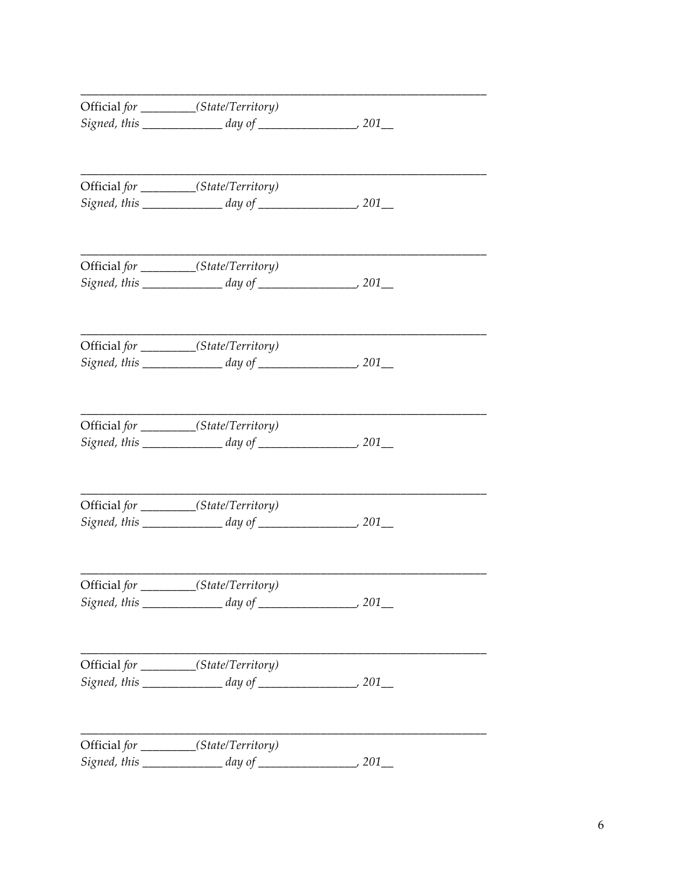\_\_\_\_\_\_\_\_\_\_\_\_\_\_\_\_\_\_\_\_\_\_\_\_\_\_\_\_\_\_\_\_\_\_\_\_\_\_\_\_\_\_\_\_\_\_\_\_\_\_\_\_\_\_\_\_\_\_\_\_

Official *for* \_\_\_\_\_\_\_\_\_*(State/Territory)*
*Signed, this* \_\_\_\_\_\_\_\_\_\_\_\_\_ *day of* \_\_\_\_\_\_\_\_\_\_\_\_\_\_\_\_, *201*\_\_

\_\_\_\_\_\_\_\_\_\_\_\_\_\_\_\_\_\_\_\_\_\_\_\_\_\_\_\_\_\_\_\_\_\_\_\_\_\_\_\_\_\_\_\_\_\_\_\_\_\_\_\_\_\_\_\_\_\_\_\_

Official *for* \_\_\_\_\_\_\_\_\_*(State/Territory)*
*Signed, this* \_\_\_\_\_\_\_\_\_\_\_\_\_ *day of* \_\_\_\_\_\_\_\_\_\_\_\_\_\_\_\_, *201*\_\_

\_\_\_\_\_\_\_\_\_\_\_\_\_\_\_\_\_\_\_\_\_\_\_\_\_\_\_\_\_\_\_\_\_\_\_\_\_\_\_\_\_\_\_\_\_\_\_\_\_\_\_\_\_\_\_\_\_\_\_\_

Official *for* \_\_\_\_\_\_\_\_\_*(State/Territory)*
*Signed, this* \_\_\_\_\_\_\_\_\_\_\_\_\_ *day of* \_\_\_\_\_\_\_\_\_\_\_\_\_\_\_\_, *201*\_\_

\_\_\_\_\_\_\_\_\_\_\_\_\_\_\_\_\_\_\_\_\_\_\_\_\_\_\_\_\_\_\_\_\_\_\_\_\_\_\_\_\_\_\_\_\_\_\_\_\_\_\_\_\_\_\_\_\_\_\_\_

Official *for* \_\_\_\_\_\_\_\_\_*(State/Territory)*
*Signed, this* \_\_\_\_\_\_\_\_\_\_\_\_\_ *day of* \_\_\_\_\_\_\_\_\_\_\_\_\_\_\_\_, *201*\_\_

\_\_\_\_\_\_\_\_\_\_\_\_\_\_\_\_\_\_\_\_\_\_\_\_\_\_\_\_\_\_\_\_\_\_\_\_\_\_\_\_\_\_\_\_\_\_\_\_\_\_\_\_\_\_\_\_\_\_\_\_

Official *for* \_\_\_\_\_\_\_\_\_*(State/Territory)*
*Signed, this* \_\_\_\_\_\_\_\_\_\_\_\_\_ *day of* \_\_\_\_\_\_\_\_\_\_\_\_\_\_\_\_, *201*\_\_

\_\_\_\_\_\_\_\_\_\_\_\_\_\_\_\_\_\_\_\_\_\_\_\_\_\_\_\_\_\_\_\_\_\_\_\_\_\_\_\_\_\_\_\_\_\_\_\_\_\_\_\_\_\_\_\_\_\_\_\_

Official *for* \_\_\_\_\_\_\_\_\_*(State/Territory)*
*Signed, this* \_\_\_\_\_\_\_\_\_\_\_\_\_ *day of* \_\_\_\_\_\_\_\_\_\_\_\_\_\_\_\_, *201*\_\_

\_\_\_\_\_\_\_\_\_\_\_\_\_\_\_\_\_\_\_\_\_\_\_\_\_\_\_\_\_\_\_\_\_\_\_\_\_\_\_\_\_\_\_\_\_\_\_\_\_\_\_\_\_\_\_\_\_\_\_\_

Official *for* \_\_\_\_\_\_\_\_\_*(State/Territory)*
*Signed, this* \_\_\_\_\_\_\_\_\_\_\_\_\_ *day of* \_\_\_\_\_\_\_\_\_\_\_\_\_\_\_\_, *201*\_\_

\_\_\_\_\_\_\_\_\_\_\_\_\_\_\_\_\_\_\_\_\_\_\_\_\_\_\_\_\_\_\_\_\_\_\_\_\_\_\_\_\_\_\_\_\_\_\_\_\_\_\_\_\_\_\_\_\_\_\_\_

Official *for* \_\_\_\_\_\_\_\_\_*(State/Territory)*
*Signed, this* \_\_\_\_\_\_\_\_\_\_\_\_\_ *day of* \_\_\_\_\_\_\_\_\_\_\_\_\_\_\_\_, *201*\_\_

\_\_\_\_\_\_\_\_\_\_\_\_\_\_\_\_\_\_\_\_\_\_\_\_\_\_\_\_\_\_\_\_\_\_\_\_\_\_\_\_\_\_\_\_\_\_\_\_\_\_\_\_\_\_\_\_\_\_\_\_

Official *for* \_\_\_\_\_\_\_\_\_*(State/Territory)*
*Signed, this* \_\_\_\_\_\_\_\_\_\_\_\_\_ *day of* \_\_\_\_\_\_\_\_\_\_\_\_\_\_\_\_, *201*\_\_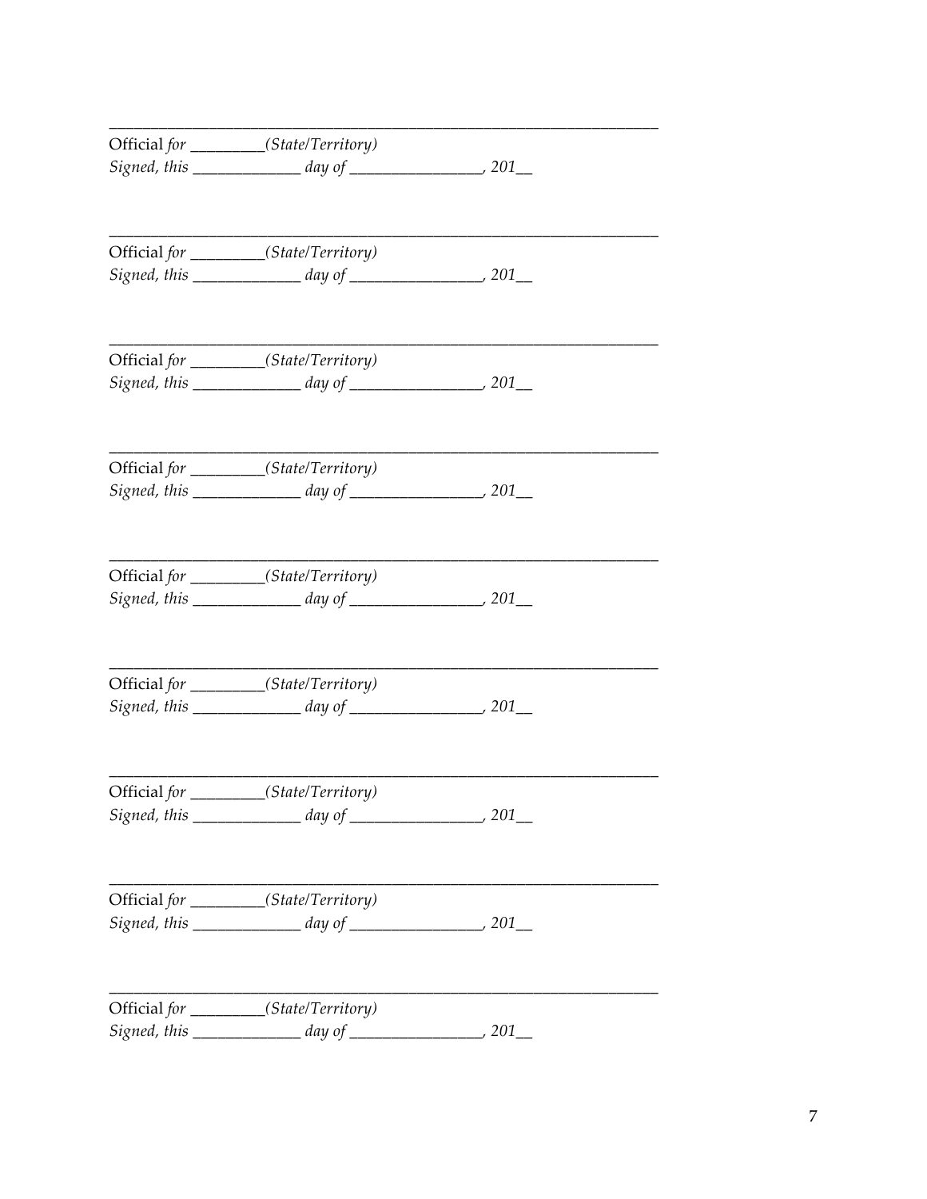\_\_\_\_\_\_\_\_\_\_\_\_\_\_\_\_\_\_\_\_\_\_\_\_\_\_\_\_\_\_\_\_\_\_\_\_\_\_\_\_\_\_\_\_\_\_\_\_\_\_\_\_\_\_\_\_\_\_\_\_\_\_\_\_

Official *for \_\_\_\_\_\_\_\_\_(State/Territory)*
*Signed, this \_\_\_\_\_\_\_\_\_\_\_\_\_\_ day of \_\_\_\_\_\_\_\_\_\_\_\_\_\_\_\_\_, 201\_\_*

\_\_\_\_\_\_\_\_\_\_\_\_\_\_\_\_\_\_\_\_\_\_\_\_\_\_\_\_\_\_\_\_\_\_\_\_\_\_\_\_\_\_\_\_\_\_\_\_\_\_\_\_\_\_\_\_\_\_\_\_\_\_\_\_

Official *for \_\_\_\_\_\_\_\_\_(State/Territory)*
*Signed, this \_\_\_\_\_\_\_\_\_\_\_\_\_\_ day of \_\_\_\_\_\_\_\_\_\_\_\_\_\_\_\_\_, 201\_\_*

\_\_\_\_\_\_\_\_\_\_\_\_\_\_\_\_\_\_\_\_\_\_\_\_\_\_\_\_\_\_\_\_\_\_\_\_\_\_\_\_\_\_\_\_\_\_\_\_\_\_\_\_\_\_\_\_\_\_\_\_\_\_\_\_

Official *for \_\_\_\_\_\_\_\_\_(State/Territory)*
*Signed, this \_\_\_\_\_\_\_\_\_\_\_\_\_\_ day of \_\_\_\_\_\_\_\_\_\_\_\_\_\_\_\_\_, 201\_\_*

\_\_\_\_\_\_\_\_\_\_\_\_\_\_\_\_\_\_\_\_\_\_\_\_\_\_\_\_\_\_\_\_\_\_\_\_\_\_\_\_\_\_\_\_\_\_\_\_\_\_\_\_\_\_\_\_\_\_\_\_\_\_\_\_

Official *for \_\_\_\_\_\_\_\_\_(State/Territory)*
*Signed, this \_\_\_\_\_\_\_\_\_\_\_\_\_\_ day of \_\_\_\_\_\_\_\_\_\_\_\_\_\_\_\_\_, 201\_\_*

\_\_\_\_\_\_\_\_\_\_\_\_\_\_\_\_\_\_\_\_\_\_\_\_\_\_\_\_\_\_\_\_\_\_\_\_\_\_\_\_\_\_\_\_\_\_\_\_\_\_\_\_\_\_\_\_\_\_\_\_\_\_\_\_

Official *for \_\_\_\_\_\_\_\_\_(State/Territory)*
*Signed, this \_\_\_\_\_\_\_\_\_\_\_\_\_\_ day of \_\_\_\_\_\_\_\_\_\_\_\_\_\_\_\_\_, 201\_\_*

\_\_\_\_\_\_\_\_\_\_\_\_\_\_\_\_\_\_\_\_\_\_\_\_\_\_\_\_\_\_\_\_\_\_\_\_\_\_\_\_\_\_\_\_\_\_\_\_\_\_\_\_\_\_\_\_\_\_\_\_\_\_\_\_

Official *for \_\_\_\_\_\_\_\_\_(State/Territory)*
*Signed, this \_\_\_\_\_\_\_\_\_\_\_\_\_\_ day of \_\_\_\_\_\_\_\_\_\_\_\_\_\_\_\_\_, 201\_\_*

\_\_\_\_\_\_\_\_\_\_\_\_\_\_\_\_\_\_\_\_\_\_\_\_\_\_\_\_\_\_\_\_\_\_\_\_\_\_\_\_\_\_\_\_\_\_\_\_\_\_\_\_\_\_\_\_\_\_\_\_\_\_\_\_

Official *for \_\_\_\_\_\_\_\_\_(State/Territory)*
*Signed, this \_\_\_\_\_\_\_\_\_\_\_\_\_\_ day of \_\_\_\_\_\_\_\_\_\_\_\_\_\_\_\_\_, 201\_\_*

\_\_\_\_\_\_\_\_\_\_\_\_\_\_\_\_\_\_\_\_\_\_\_\_\_\_\_\_\_\_\_\_\_\_\_\_\_\_\_\_\_\_\_\_\_\_\_\_\_\_\_\_\_\_\_\_\_\_\_\_\_\_\_\_

Official *for \_\_\_\_\_\_\_\_\_(State/Territory)*
*Signed, this \_\_\_\_\_\_\_\_\_\_\_\_\_\_ day of \_\_\_\_\_\_\_\_\_\_\_\_\_\_\_\_\_, 201\_\_*

\_\_\_\_\_\_\_\_\_\_\_\_\_\_\_\_\_\_\_\_\_\_\_\_\_\_\_\_\_\_\_\_\_\_\_\_\_\_\_\_\_\_\_\_\_\_\_\_\_\_\_\_\_\_\_\_\_\_\_\_\_\_\_\_

Official *for \_\_\_\_\_\_\_\_\_(State/Territory)*
*Signed, this \_\_\_\_\_\_\_\_\_\_\_\_\_\_ day of \_\_\_\_\_\_\_\_\_\_\_\_\_\_\_\_\_, 201\_\_*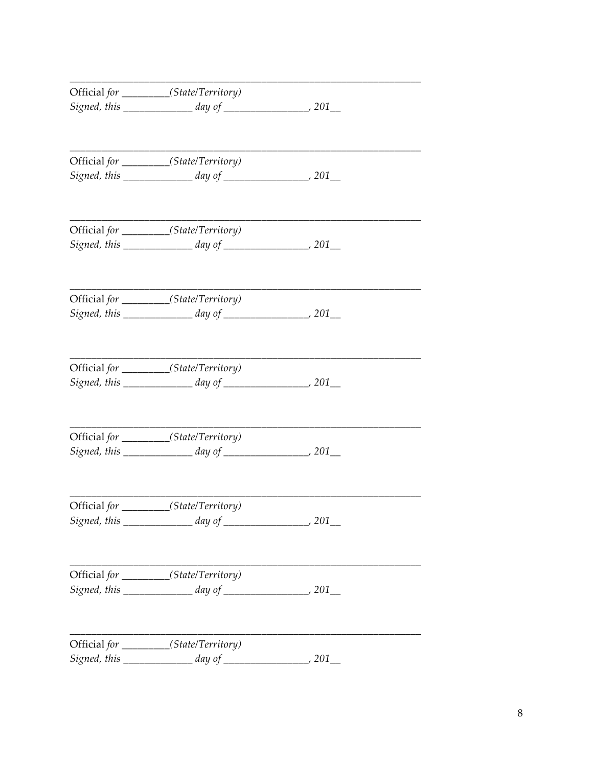\_\_\_\_\_\_\_\_\_\_\_\_\_\_\_\_\_\_\_\_\_\_\_\_\_\_\_\_\_\_\_\_\_\_\_\_\_\_\_\_\_\_\_\_\_\_\_\_\_\_\_\_\_\_\_\_\_\_\_\_\_\_\_\_

Official *for \_\_\_\_\_\_\_\_\_(State/Territory)*
*Signed, this \_\_\_\_\_\_\_\_\_\_\_\_\_\_ day of \_\_\_\_\_\_\_\_\_\_\_\_\_\_\_\_\_\_, 201\_\_*

\_\_\_\_\_\_\_\_\_\_\_\_\_\_\_\_\_\_\_\_\_\_\_\_\_\_\_\_\_\_\_\_\_\_\_\_\_\_\_\_\_\_\_\_\_\_\_\_\_\_\_\_\_\_\_\_\_\_\_\_\_\_\_\_

Official *for \_\_\_\_\_\_\_\_\_(State/Territory)*
*Signed, this \_\_\_\_\_\_\_\_\_\_\_\_\_\_ day of \_\_\_\_\_\_\_\_\_\_\_\_\_\_\_\_\_\_, 201\_\_*

\_\_\_\_\_\_\_\_\_\_\_\_\_\_\_\_\_\_\_\_\_\_\_\_\_\_\_\_\_\_\_\_\_\_\_\_\_\_\_\_\_\_\_\_\_\_\_\_\_\_\_\_\_\_\_\_\_\_\_\_\_\_\_\_

Official *for \_\_\_\_\_\_\_\_\_(State/Territory)*
*Signed, this \_\_\_\_\_\_\_\_\_\_\_\_\_\_ day of \_\_\_\_\_\_\_\_\_\_\_\_\_\_\_\_\_\_, 201\_\_*

\_\_\_\_\_\_\_\_\_\_\_\_\_\_\_\_\_\_\_\_\_\_\_\_\_\_\_\_\_\_\_\_\_\_\_\_\_\_\_\_\_\_\_\_\_\_\_\_\_\_\_\_\_\_\_\_\_\_\_\_\_\_\_\_

Official *for \_\_\_\_\_\_\_\_\_(State/Territory)*
*Signed, this \_\_\_\_\_\_\_\_\_\_\_\_\_\_ day of \_\_\_\_\_\_\_\_\_\_\_\_\_\_\_\_\_\_, 201\_\_*

\_\_\_\_\_\_\_\_\_\_\_\_\_\_\_\_\_\_\_\_\_\_\_\_\_\_\_\_\_\_\_\_\_\_\_\_\_\_\_\_\_\_\_\_\_\_\_\_\_\_\_\_\_\_\_\_\_\_\_\_\_\_\_\_

Official *for \_\_\_\_\_\_\_\_\_(State/Territory)*
*Signed, this \_\_\_\_\_\_\_\_\_\_\_\_\_\_ day of \_\_\_\_\_\_\_\_\_\_\_\_\_\_\_\_\_\_, 201\_\_*

\_\_\_\_\_\_\_\_\_\_\_\_\_\_\_\_\_\_\_\_\_\_\_\_\_\_\_\_\_\_\_\_\_\_\_\_\_\_\_\_\_\_\_\_\_\_\_\_\_\_\_\_\_\_\_\_\_\_\_\_\_\_\_\_

Official *for \_\_\_\_\_\_\_\_\_(State/Territory)*
*Signed, this \_\_\_\_\_\_\_\_\_\_\_\_\_\_ day of \_\_\_\_\_\_\_\_\_\_\_\_\_\_\_\_\_\_, 201\_\_*

\_\_\_\_\_\_\_\_\_\_\_\_\_\_\_\_\_\_\_\_\_\_\_\_\_\_\_\_\_\_\_\_\_\_\_\_\_\_\_\_\_\_\_\_\_\_\_\_\_\_\_\_\_\_\_\_\_\_\_\_\_\_\_\_

Official *for \_\_\_\_\_\_\_\_\_(State/Territory)*
*Signed, this \_\_\_\_\_\_\_\_\_\_\_\_\_\_ day of \_\_\_\_\_\_\_\_\_\_\_\_\_\_\_\_\_\_, 201\_\_*

\_\_\_\_\_\_\_\_\_\_\_\_\_\_\_\_\_\_\_\_\_\_\_\_\_\_\_\_\_\_\_\_\_\_\_\_\_\_\_\_\_\_\_\_\_\_\_\_\_\_\_\_\_\_\_\_\_\_\_\_\_\_\_\_

Official *for \_\_\_\_\_\_\_\_\_(State/Territory)*
*Signed, this \_\_\_\_\_\_\_\_\_\_\_\_\_\_ day of \_\_\_\_\_\_\_\_\_\_\_\_\_\_\_\_\_\_, 201\_\_*

\_\_\_\_\_\_\_\_\_\_\_\_\_\_\_\_\_\_\_\_\_\_\_\_\_\_\_\_\_\_\_\_\_\_\_\_\_\_\_\_\_\_\_\_\_\_\_\_\_\_\_\_\_\_\_\_\_\_\_\_\_\_\_\_

Official *for \_\_\_\_\_\_\_\_\_(State/Territory)*
*Signed, this \_\_\_\_\_\_\_\_\_\_\_\_\_\_ day of \_\_\_\_\_\_\_\_\_\_\_\_\_\_\_\_\_\_, 201\_\_*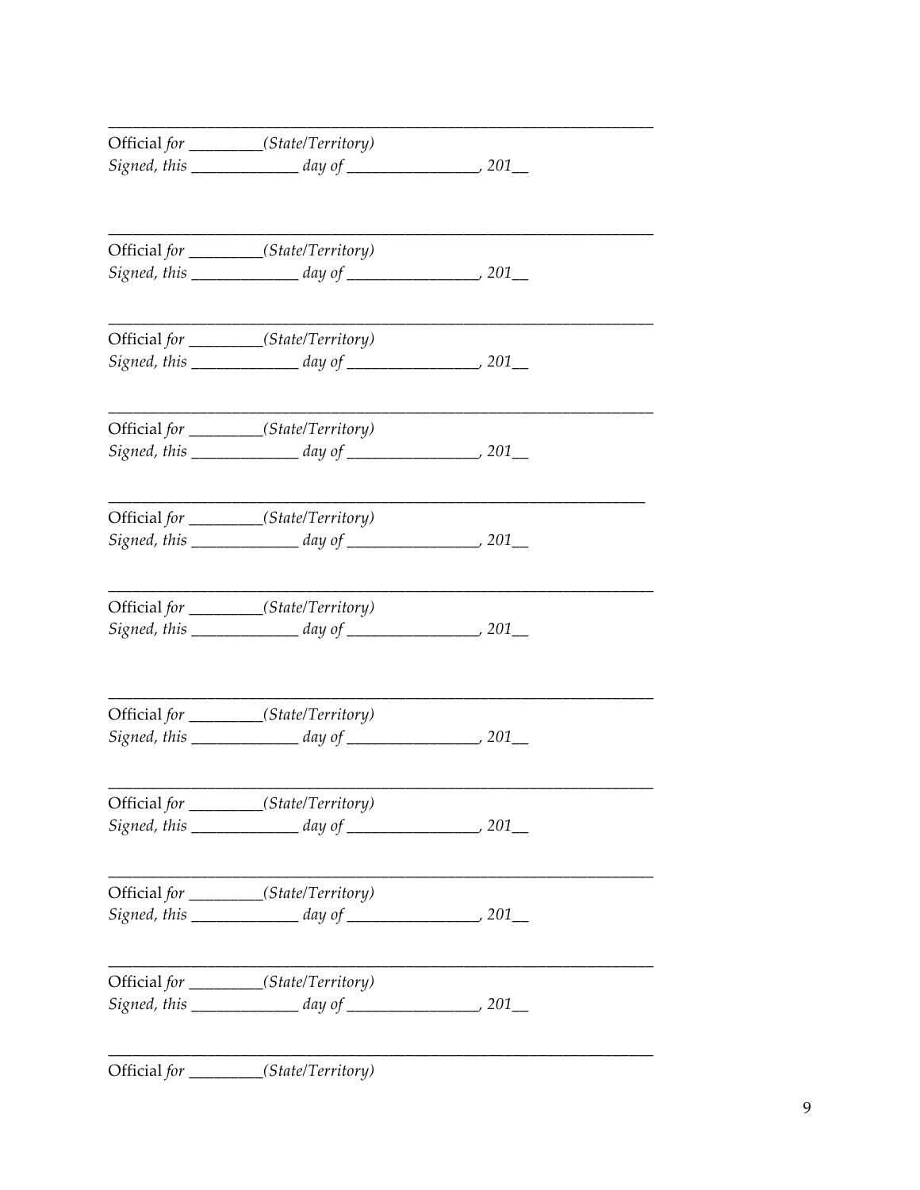\_\_\_\_\_\_\_\_\_\_\_\_\_\_\_\_\_\_\_\_\_\_\_\_\_\_\_\_\_\_\_\_\_\_\_\_\_\_\_\_\_\_\_\_\_\_\_\_\_\_\_\_\_\_\_\_\_\_\_\_\_\_\_\_

Official *for* \_\_\_\_\_\_\_\_\_*(State/Territory)*

*Signed, this* \_\_\_\_\_\_\_\_\_\_\_\_\_\_ *day of* \_\_\_\_\_\_\_\_\_\_\_\_\_\_\_\_\_*, 201*\_\_

\_\_\_\_\_\_\_\_\_\_\_\_\_\_\_\_\_\_\_\_\_\_\_\_\_\_\_\_\_\_\_\_\_\_\_\_\_\_\_\_\_\_\_\_\_\_\_\_\_\_\_\_\_\_\_\_\_\_\_\_\_\_\_\_

Official *for* \_\_\_\_\_\_\_\_\_*(State/Territory)*

*Signed, this* \_\_\_\_\_\_\_\_\_\_\_\_\_\_ *day of* \_\_\_\_\_\_\_\_\_\_\_\_\_\_\_\_\_*, 201*\_\_

\_\_\_\_\_\_\_\_\_\_\_\_\_\_\_\_\_\_\_\_\_\_\_\_\_\_\_\_\_\_\_\_\_\_\_\_\_\_\_\_\_\_\_\_\_\_\_\_\_\_\_\_\_\_\_\_\_\_\_\_\_\_\_\_

Official *for* \_\_\_\_\_\_\_\_\_*(State/Territory)*

*Signed, this* \_\_\_\_\_\_\_\_\_\_\_\_\_\_ *day of* \_\_\_\_\_\_\_\_\_\_\_\_\_\_\_\_\_*, 201*\_\_

\_\_\_\_\_\_\_\_\_\_\_\_\_\_\_\_\_\_\_\_\_\_\_\_\_\_\_\_\_\_\_\_\_\_\_\_\_\_\_\_\_\_\_\_\_\_\_\_\_\_\_\_\_\_\_\_\_\_\_\_\_\_\_\_

Official *for* \_\_\_\_\_\_\_\_\_*(State/Territory)*

*Signed, this* \_\_\_\_\_\_\_\_\_\_\_\_\_\_ *day of* \_\_\_\_\_\_\_\_\_\_\_\_\_\_\_\_\_*, 201*\_\_

\_\_\_\_\_\_\_\_\_\_\_\_\_\_\_\_\_\_\_\_\_\_\_\_\_\_\_\_\_\_\_\_\_\_\_\_\_\_\_\_\_\_\_\_\_\_\_\_\_\_\_\_\_\_\_\_\_\_\_\_\_\_\_\_

Official *for* \_\_\_\_\_\_\_\_\_*(State/Territory)*

*Signed, this* \_\_\_\_\_\_\_\_\_\_\_\_\_\_ *day of* \_\_\_\_\_\_\_\_\_\_\_\_\_\_\_\_\_*, 201*\_\_

\_\_\_\_\_\_\_\_\_\_\_\_\_\_\_\_\_\_\_\_\_\_\_\_\_\_\_\_\_\_\_\_\_\_\_\_\_\_\_\_\_\_\_\_\_\_\_\_\_\_\_\_\_\_\_\_\_\_\_\_\_\_\_\_

Official *for* \_\_\_\_\_\_\_\_\_*(State/Territory)*

*Signed, this* \_\_\_\_\_\_\_\_\_\_\_\_\_\_ *day of* \_\_\_\_\_\_\_\_\_\_\_\_\_\_\_\_\_*, 201*\_\_

\_\_\_\_\_\_\_\_\_\_\_\_\_\_\_\_\_\_\_\_\_\_\_\_\_\_\_\_\_\_\_\_\_\_\_\_\_\_\_\_\_\_\_\_\_\_\_\_\_\_\_\_\_\_\_\_\_\_\_\_\_\_\_\_

Official *for* \_\_\_\_\_\_\_\_\_*(State/Territory)*

*Signed, this* \_\_\_\_\_\_\_\_\_\_\_\_\_\_ *day of* \_\_\_\_\_\_\_\_\_\_\_\_\_\_\_\_\_*, 201*\_\_

\_\_\_\_\_\_\_\_\_\_\_\_\_\_\_\_\_\_\_\_\_\_\_\_\_\_\_\_\_\_\_\_\_\_\_\_\_\_\_\_\_\_\_\_\_\_\_\_\_\_\_\_\_\_\_\_\_\_\_\_\_\_\_\_

Official *for* \_\_\_\_\_\_\_\_\_*(State/Territory)*

*Signed, this* \_\_\_\_\_\_\_\_\_\_\_\_\_\_ *day of* \_\_\_\_\_\_\_\_\_\_\_\_\_\_\_\_\_*, 201*\_\_

\_\_\_\_\_\_\_\_\_\_\_\_\_\_\_\_\_\_\_\_\_\_\_\_\_\_\_\_\_\_\_\_\_\_\_\_\_\_\_\_\_\_\_\_\_\_\_\_\_\_\_\_\_\_\_\_\_\_\_\_\_\_\_\_

Official *for* \_\_\_\_\_\_\_\_\_*(State/Territory)*

*Signed, this* \_\_\_\_\_\_\_\_\_\_\_\_\_\_ *day of* \_\_\_\_\_\_\_\_\_\_\_\_\_\_\_\_\_*, 201*\_\_

\_\_\_\_\_\_\_\_\_\_\_\_\_\_\_\_\_\_\_\_\_\_\_\_\_\_\_\_\_\_\_\_\_\_\_\_\_\_\_\_\_\_\_\_\_\_\_\_\_\_\_\_\_\_\_\_\_\_\_\_\_\_\_\_

Official *for* \_\_\_\_\_\_\_\_\_*(State/Territory)*

*Signed, this* \_\_\_\_\_\_\_\_\_\_\_\_\_\_ *day of* \_\_\_\_\_\_\_\_\_\_\_\_\_\_\_\_\_*, 201*\_\_

\_\_\_\_\_\_\_\_\_\_\_\_\_\_\_\_\_\_\_\_\_\_\_\_\_\_\_\_\_\_\_\_\_\_\_\_\_\_\_\_\_\_\_\_\_\_\_\_\_\_\_\_\_\_\_\_\_\_\_\_\_\_\_\_

Official *for* \_\_\_\_\_\_\_\_\_*(State/Territory)*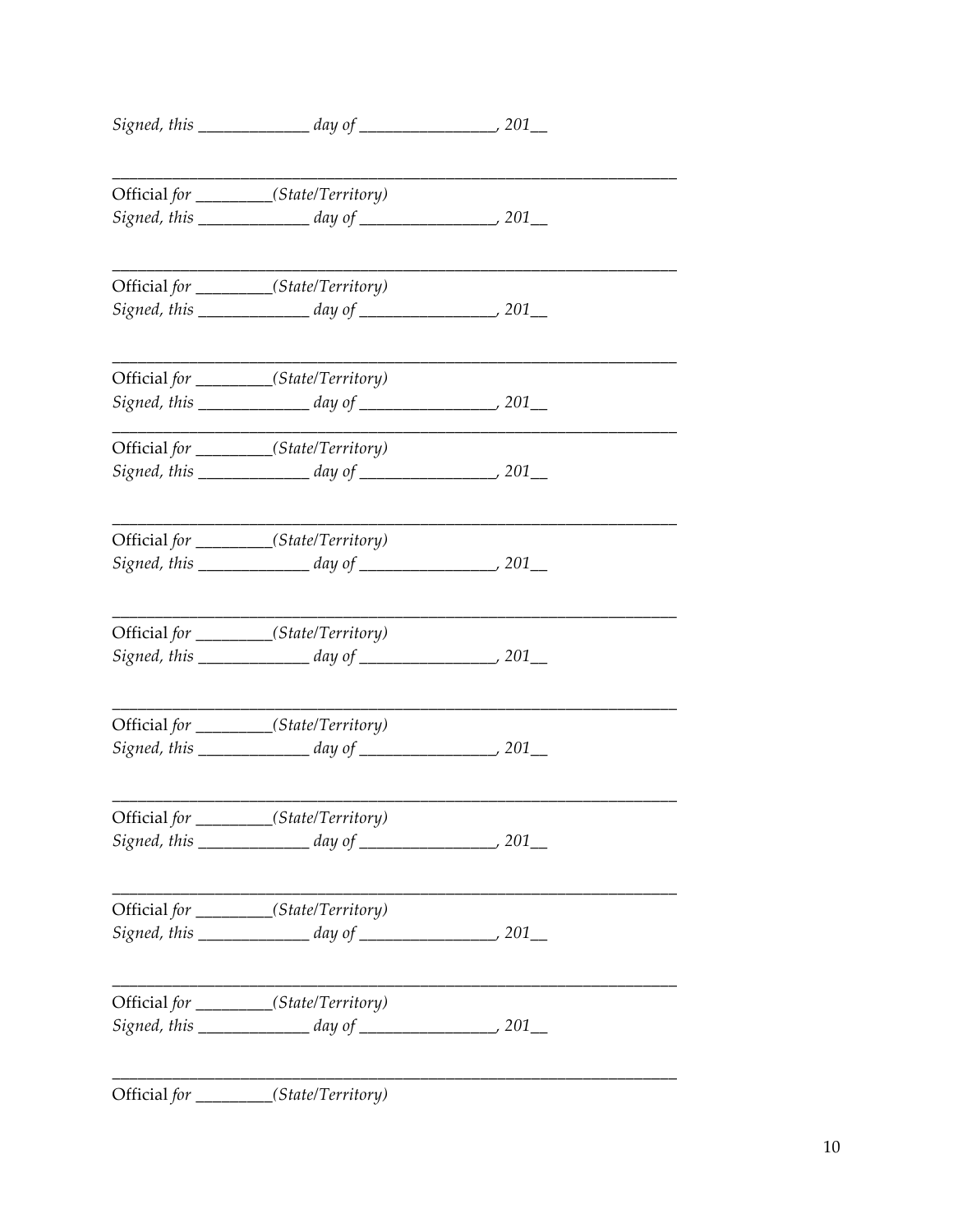*Signed, this _____________ day of ________________, 201__*

_________________________________________________________________

Official *for ________(State/Territory)*

*Signed, this _____________ day of ________________, 201__*

_________________________________________________________________

Official *for ________(State/Territory)*

*Signed, this _____________ day of ________________, 201__*

_________________________________________________________________

Official *for ________(State/Territory)*

*Signed, this _____________ day of ________________, 201__*

_________________________________________________________________

Official *for ________(State/Territory)*

*Signed, this _____________ day of ________________, 201__*

_________________________________________________________________

Official *for ________(State/Territory)*

*Signed, this _____________ day of ________________, 201__*

_________________________________________________________________

Official *for ________(State/Territory)*

*Signed, this _____________ day of ________________, 201__*

_________________________________________________________________

Official *for ________(State/Territory)*

*Signed, this _____________ day of ________________, 201__*

_________________________________________________________________

Official *for ________(State/Territory)*

*Signed, this _____________ day of ________________, 201__*

_________________________________________________________________

Official *for ________(State/Territory)*

*Signed, this _____________ day of ________________, 201__*

_________________________________________________________________

Official *for ________(State/Territory)*

*Signed, this _____________ day of ________________, 201__*

_________________________________________________________________

Official *for ________(State/Territory)*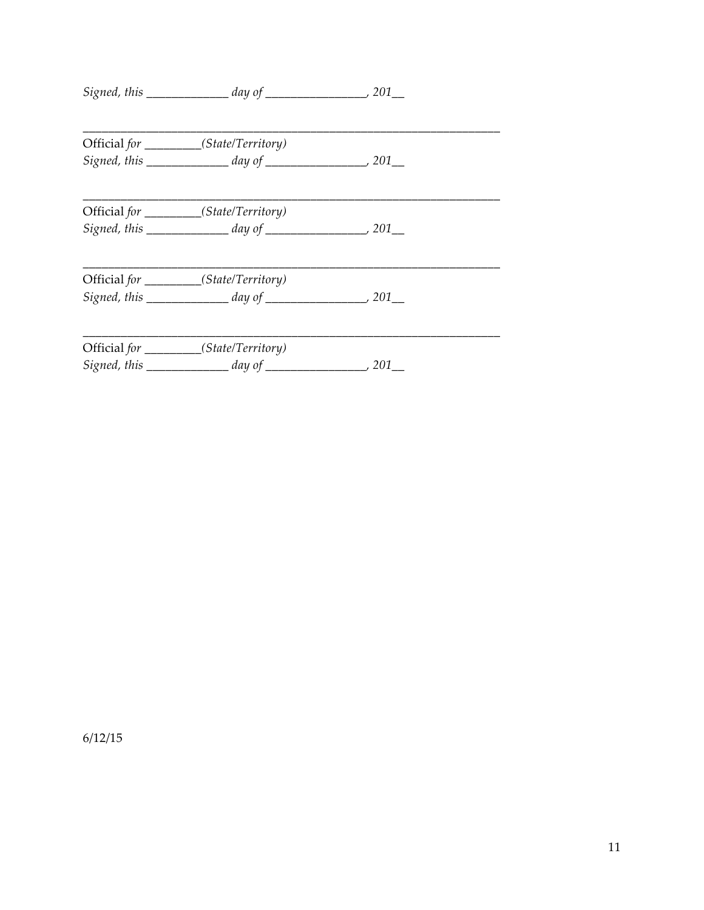*Signed, this _____________ day of ________________, 201__*

_________________________________________________________________

Official *for ________(State/Territory)*

*Signed, this _____________ day of ________________, 201__*

_________________________________________________________________

Official *for ________(State/Territory)*

*Signed, this _____________ day of ________________, 201__*

_________________________________________________________________

Official *for ________(State/Territory)*

*Signed, this _____________ day of ________________, 201__*

_________________________________________________________________

Official *for ________(State/Territory)*

*Signed, this _____________ day of ________________, 201__*

6/12/15